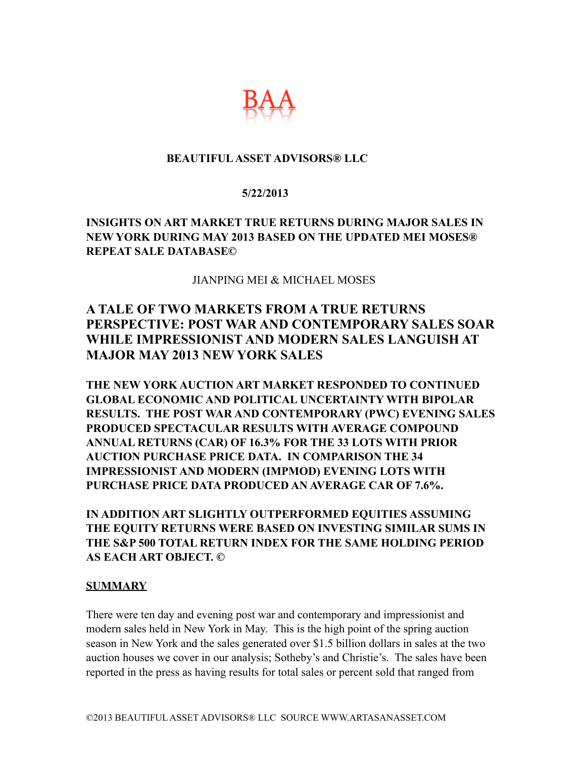BAA

**BEAUTIFUL ASSET ADVISORS® LLC**

**5/22/2013**

**INSIGHTS ON ART MARKET TRUE RETURNS DURING MAJOR SALES IN NEW YORK DURING MAY 2013 BASED ON THE UPDATED MEI MOSES® REPEAT SALE DATABASE©**

JIANPING MEI & MICHAEL MOSES

# A TALE OF TWO MARKETS FROM A TRUE RETURNS PERSPECTIVE: POST WAR AND CONTEMPORARY SALES SOAR WHILE IMPRESSIONIST AND MODERN SALES LANGUISH AT MAJOR MAY 2013 NEW YORK SALES

**THE NEW YORK AUCTION ART MARKET RESPONDED TO CONTINUED GLOBAL ECONOMIC AND POLITICAL UNCERTAINTY WITH BIPOLAR RESULTS. THE POST WAR AND CONTEMPORARY (PWC) EVENING SALES PRODUCED SPECTACULAR RESULTS WITH AVERAGE COMPOUND ANNUAL RETURNS (CAR) OF 16.3% FOR THE 33 LOTS WITH PRIOR AUCTION PURCHASE PRICE DATA. IN COMPARISON THE 34 IMPRESSIONIST AND MODERN (IMPMOD) EVENING LOTS WITH PURCHASE PRICE DATA PRODUCED AN AVERAGE CAR OF 7.6%.**

**IN ADDITION ART SLIGHTLY OUTPERFORMED EQUITIES ASSUMING THE EQUITY RETURNS WERE BASED ON INVESTING SIMILAR SUMS IN THE S&P 500 TOTAL RETURN INDEX FOR THE SAME HOLDING PERIOD AS EACH ART OBJECT. ©**

## SUMMARY

There were ten day and evening post war and contemporary and impressionist and modern sales held in New York in May. This is the high point of the spring auction season in New York and the sales generated over $1.5 billion dollars in sales at the two auction houses we cover in our analysis; Sotheby's and Christie's. The sales have been reported in the press as having results for total sales or percent sold that ranged from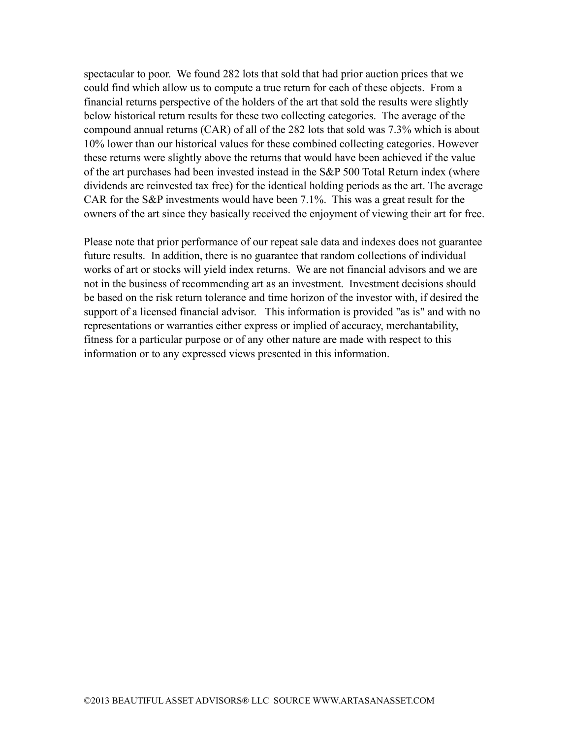spectacular to poor. We found 282 lots that sold that had prior auction prices that we could find which allow us to compute a true return for each of these objects. From a financial returns perspective of the holders of the art that sold the results were slightly below historical return results for these two collecting categories. The average of the compound annual returns (CAR) of all of the 282 lots that sold was 7.3% which is about 10% lower than our historical values for these combined collecting categories. However these returns were slightly above the returns that would have been achieved if the value of the art purchases had been invested instead in the S&P 500 Total Return index (where dividends are reinvested tax free) for the identical holding periods as the art. The average CAR for the S&P investments would have been 7.1%. This was a great result for the owners of the art since they basically received the enjoyment of viewing their art for free.

Please note that prior performance of our repeat sale data and indexes does not guarantee future results. In addition, there is no guarantee that random collections of individual works of art or stocks will yield index returns. We are not financial advisors and we are not in the business of recommending art as an investment. Investment decisions should be based on the risk return tolerance and time horizon of the investor with, if desired the support of a licensed financial advisor. This information is provided "as is" and with no representations or warranties either express or implied of accuracy, merchantability, fitness for a particular purpose or of any other nature are made with respect to this information or to any expressed views presented in this information.